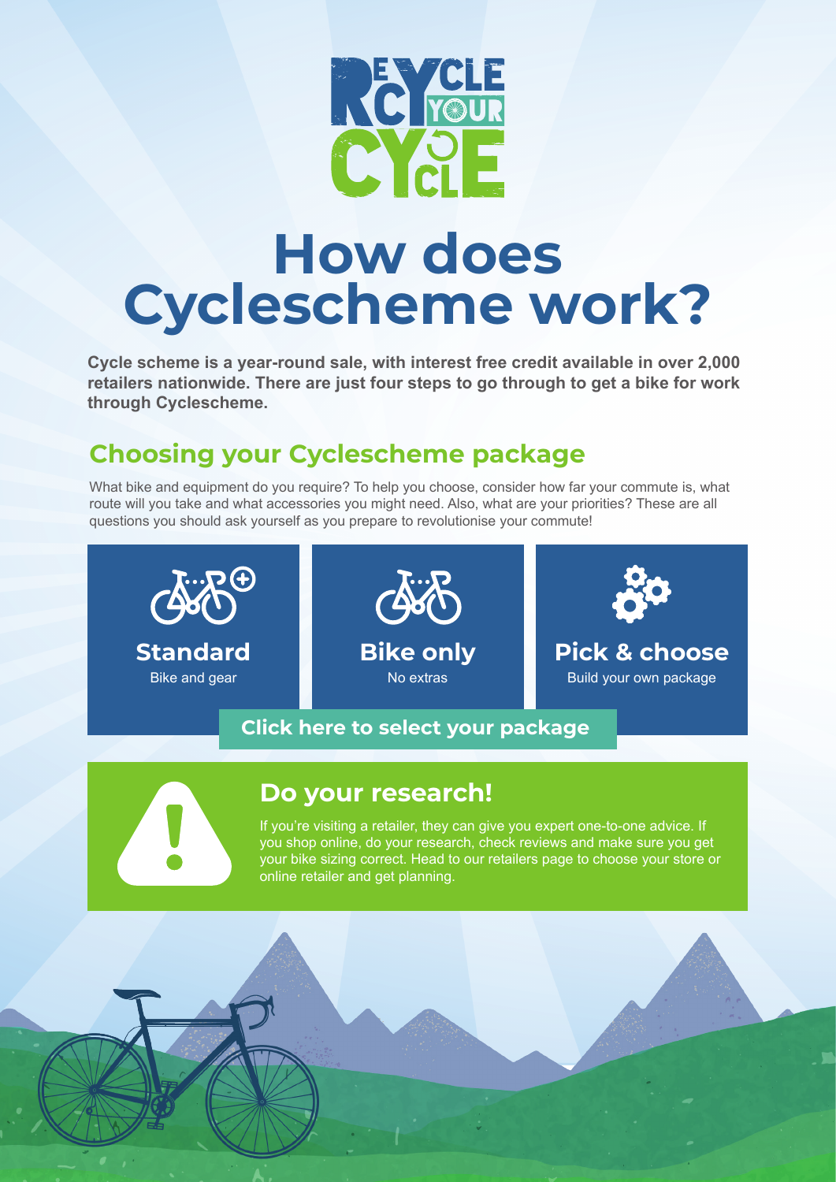# How does Cyclescheme work?

**Cycle scheme is a year-round sale, with interest free credit available in over 2,000 retailers nationwide. There are just four steps to go through to get a bike for work through Cyclescheme.**

## Choosing your Cyclescheme package

What bike and equipment do you require? To help you choose, consider how far your commute is, what route will you take and what accessories you might need. Also, what are your priorities? These are all questions you should ask yourself as you prepare to revolutionise your commute!

**Standard**
Bike and gear

**Bike only**
No extras

**Pick & choose**
Build your own package

**Click here to select your package**

## Do your research!

If you're visiting a retailer, they can give you expert one-to-one advice. If you shop online, do your research, check reviews and make sure you get your bike sizing correct. Head to our retailers page to choose your store or online retailer and get planning.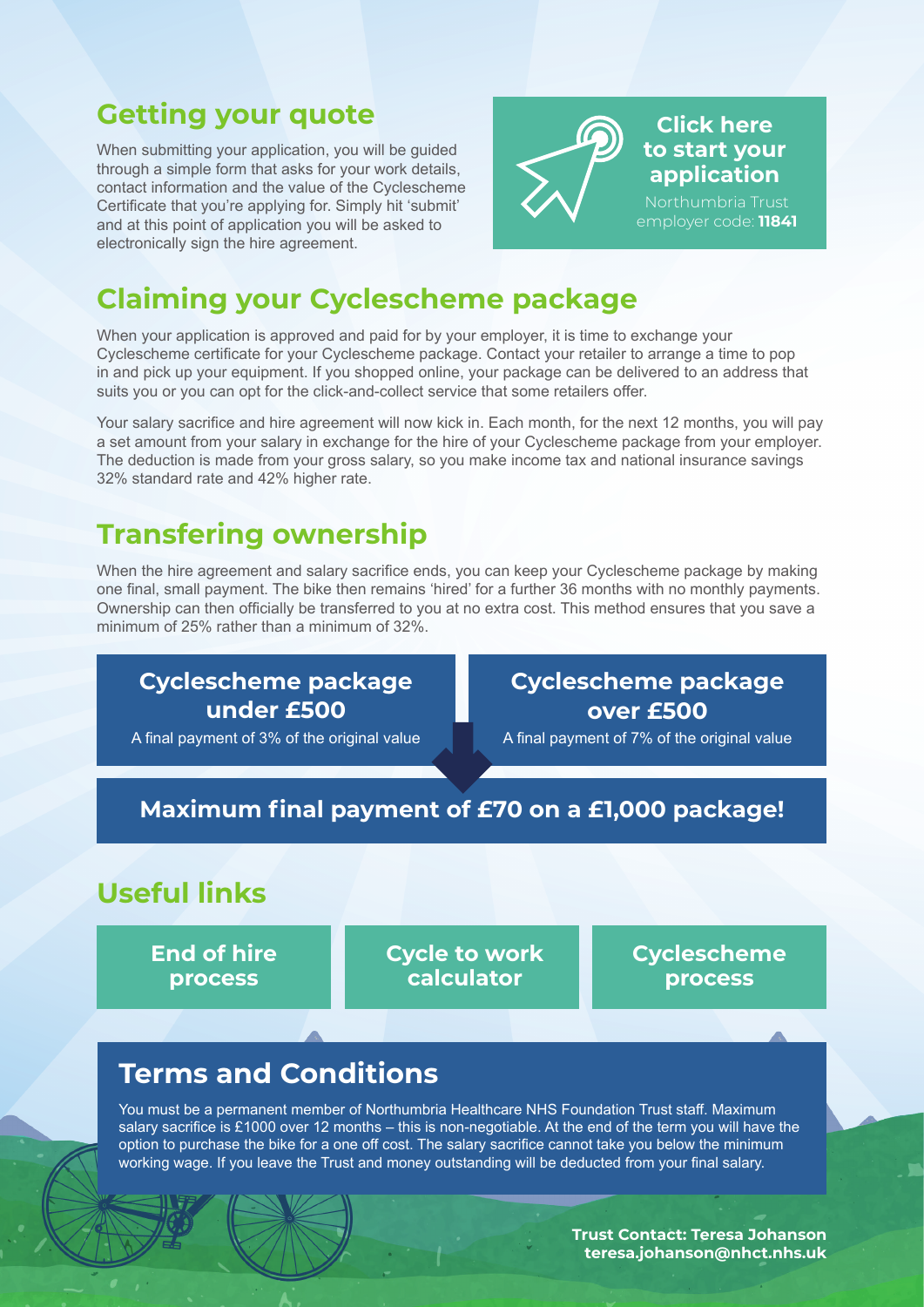## Getting your quote

When submitting your application, you will be guided through a simple form that asks for your work details, contact information and the value of the Cyclescheme Certificate that you're applying for. Simply hit 'submit' and at this point of application you will be asked to electronically sign the hire agreement.

**Click here to start your application**

Northumbria Trust employer code: **11841**

## Claiming your Cyclescheme package

When your application is approved and paid for by your employer, it is time to exchange your Cyclescheme certificate for your Cyclescheme package. Contact your retailer to arrange a time to pop in and pick up your equipment. If you shopped online, your package can be delivered to an address that suits you or you can opt for the click-and-collect service that some retailers offer.

Your salary sacrifice and hire agreement will now kick in. Each month, for the next 12 months, you will pay a set amount from your salary in exchange for the hire of your Cyclescheme package from your employer. The deduction is made from your gross salary, so you make income tax and national insurance savings 32% standard rate and 42% higher rate.

## Transfering ownership

When the hire agreement and salary sacrifice ends, you can keep your Cyclescheme package by making one final, small payment. The bike then remains 'hired' for a further 36 months with no monthly payments. Ownership can then officially be transferred to you at no extra cost. This method ensures that you save a minimum of 25% rather than a minimum of 32%.

**Cyclescheme package under £500**

A final payment of 3% of the original value

**Cyclescheme package over £500**

A final payment of 7% of the original value

**Maximum final payment of £70 on a £1,000 package!**

## Useful links

**End of hire process**

**Cycle to work calculator**

**Cyclescheme process**

## Terms and Conditions

You must be a permanent member of Northumbria Healthcare NHS Foundation Trust staff. Maximum salary sacrifice is £1000 over 12 months – this is non-negotiable. At the end of the term you will have the option to purchase the bike for a one off cost. The salary sacrifice cannot take you below the minimum working wage. If you leave the Trust and money outstanding will be deducted from your final salary.

**Trust Contact: Teresa Johanson**
**teresa.johanson@nhct.nhs.uk**